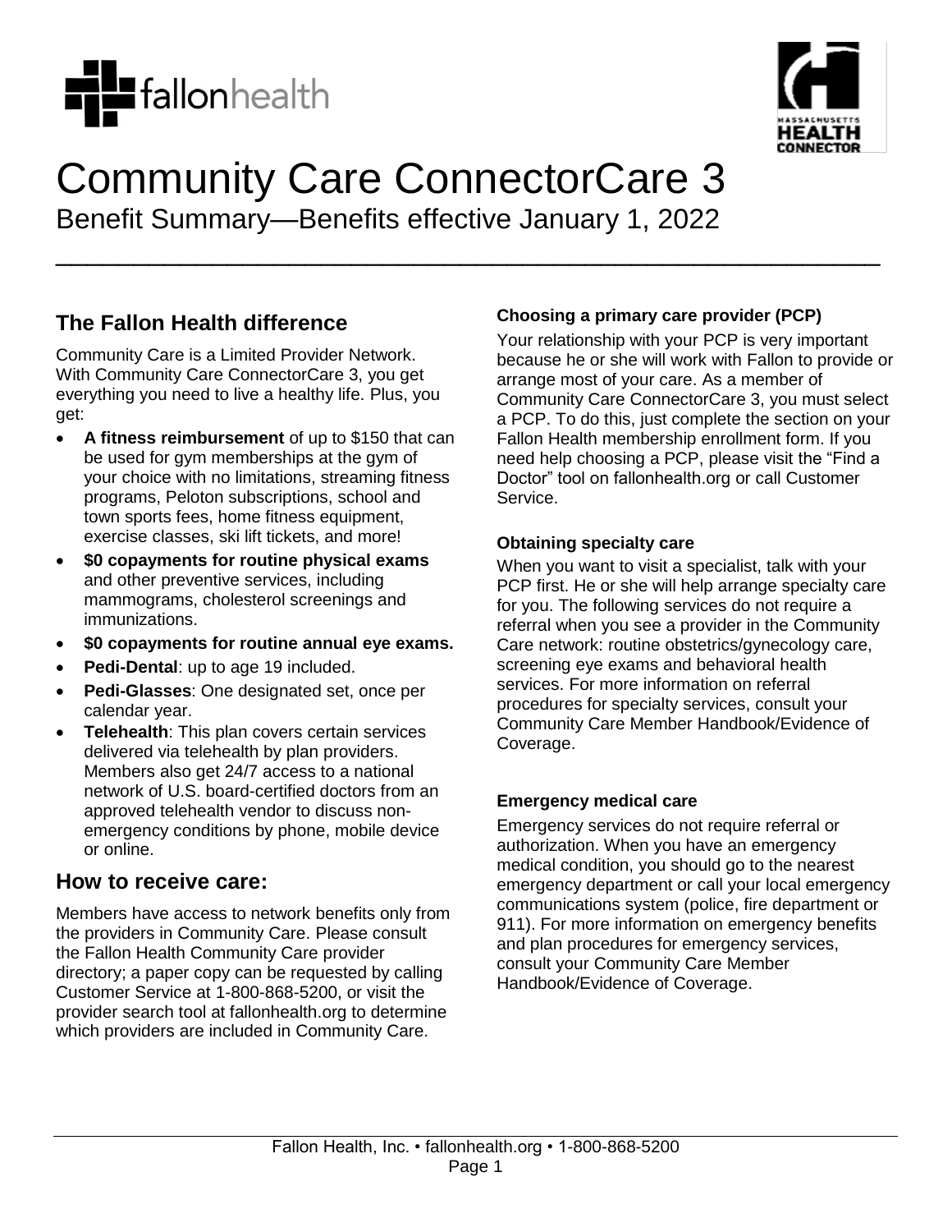# Community Care ConnectorCare 3

Benefit Summary—Benefits effective January 1, 2022

## The Fallon Health difference

Community Care is a Limited Provider Network. With Community Care ConnectorCare 3, you get everything you need to live a healthy life. Plus, you get:

- **A fitness reimbursement** of up to $150 that can be used for gym memberships at the gym of your choice with no limitations, streaming fitness programs, Peloton subscriptions, school and town sports fees, home fitness equipment, exercise classes, ski lift tickets, and more!
- **$0 copayments for routine physical exams** and other preventive services, including mammograms, cholesterol screenings and immunizations.
- **$0 copayments for routine annual eye exams.**
- **Pedi-Dental**: up to age 19 included.
- **Pedi-Glasses**: One designated set, once per calendar year.
- **Telehealth**: This plan covers certain services delivered via telehealth by plan providers. Members also get 24/7 access to a national network of U.S. board-certified doctors from an approved telehealth vendor to discuss non-emergency conditions by phone, mobile device or online.

## How to receive care:

Members have access to network benefits only from the providers in Community Care. Please consult the Fallon Health Community Care provider directory; a paper copy can be requested by calling Customer Service at 1-800-868-5200, or visit the provider search tool at fallonhealth.org to determine which providers are included in Community Care.

### Choosing a primary care provider (PCP)

Your relationship with your PCP is very important because he or she will work with Fallon to provide or arrange most of your care. As a member of Community Care ConnectorCare 3, you must select a PCP. To do this, just complete the section on your Fallon Health membership enrollment form. If you need help choosing a PCP, please visit the "Find a Doctor" tool on fallonhealth.org or call Customer Service.

### Obtaining specialty care

When you want to visit a specialist, talk with your PCP first. He or she will help arrange specialty care for you. The following services do not require a referral when you see a provider in the Community Care network: routine obstetrics/gynecology care, screening eye exams and behavioral health services. For more information on referral procedures for specialty services, consult your Community Care Member Handbook/Evidence of Coverage.

### Emergency medical care

Emergency services do not require referral or authorization. When you have an emergency medical condition, you should go to the nearest emergency department or call your local emergency communications system (police, fire department or 911). For more information on emergency benefits and plan procedures for emergency services, consult your Community Care Member Handbook/Evidence of Coverage.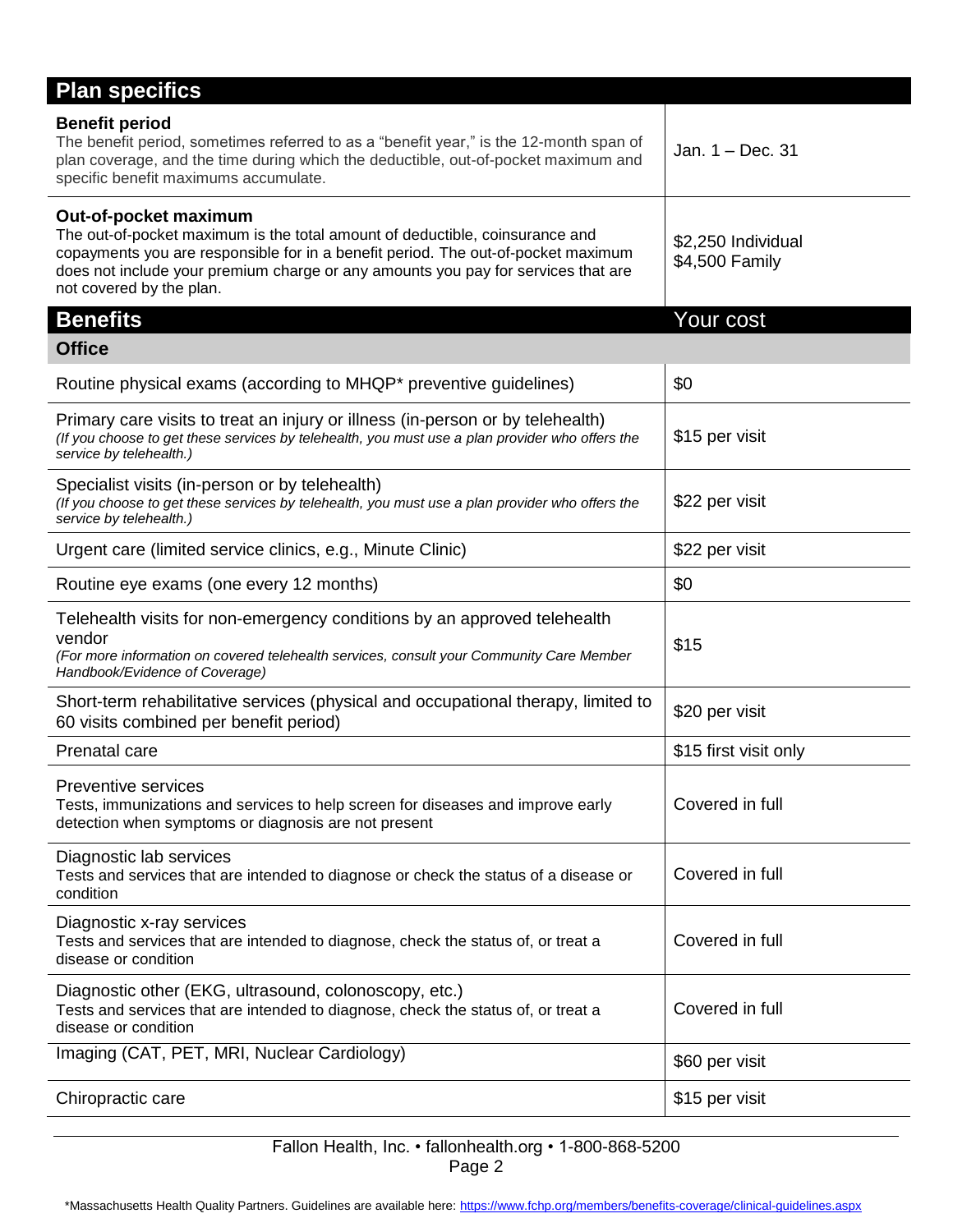## Plan specifics

| Plan specifics | |
|---|---|
| **Benefit period**<br>The benefit period, sometimes referred to as a "benefit year," is the 12-month span of plan coverage, and the time during which the deductible, out-of-pocket maximum and specific benefit maximums accumulate. | Jan. 1 – Dec. 31 |
| **Out-of-pocket maximum**<br>The out-of-pocket maximum is the total amount of deductible, coinsurance and copayments you are responsible for in a benefit period. The out-of-pocket maximum does not include your premium charge or any amounts you pay for services that are not covered by the plan. | $2,250 Individual<br>$4,500 Family |

## Benefits

| Benefits | Your cost |
|---|---|
| **Office** | |
| Routine physical exams (according to MHQP* preventive guidelines) | $0 |
| Primary care visits to treat an injury or illness (in-person or by telehealth)<br>*(If you choose to get these services by telehealth, you must use a plan provider who offers the service by telehealth.)* | $15 per visit |
| Specialist visits (in-person or by telehealth)<br>*(If you choose to get these services by telehealth, you must use a plan provider who offers the service by telehealth.)* | $22 per visit |
| Urgent care (limited service clinics, e.g., Minute Clinic) | $22 per visit |
| Routine eye exams (one every 12 months) | $0 |
| Telehealth visits for non-emergency conditions by an approved telehealth vendor<br>*(For more information on covered telehealth services, consult your Community Care Member Handbook/Evidence of Coverage)* | $15 |
| Short-term rehabilitative services (physical and occupational therapy, limited to 60 visits combined per benefit period) | $20 per visit |
| Prenatal care | $15 first visit only |
| Preventive services<br>Tests, immunizations and services to help screen for diseases and improve early detection when symptoms or diagnosis are not present | Covered in full |
| Diagnostic lab services<br>Tests and services that are intended to diagnose or check the status of a disease or condition | Covered in full |
| Diagnostic x-ray services<br>Tests and services that are intended to diagnose, check the status of, or treat a disease or condition | Covered in full |
| Diagnostic other (EKG, ultrasound, colonoscopy, etc.)<br>Tests and services that are intended to diagnose, check the status of, or treat a disease or condition | Covered in full |
| Imaging (CAT, PET, MRI, Nuclear Cardiology) | $60 per visit |
| Chiropractic care | $15 per visit |

Fallon Health, Inc. • fallonhealth.org • 1-800-868-5200

*Massachusetts Health Quality Partners. Guidelines are available here: https://www.fchp.org/members/benefits-coverage/clinical-guidelines.aspx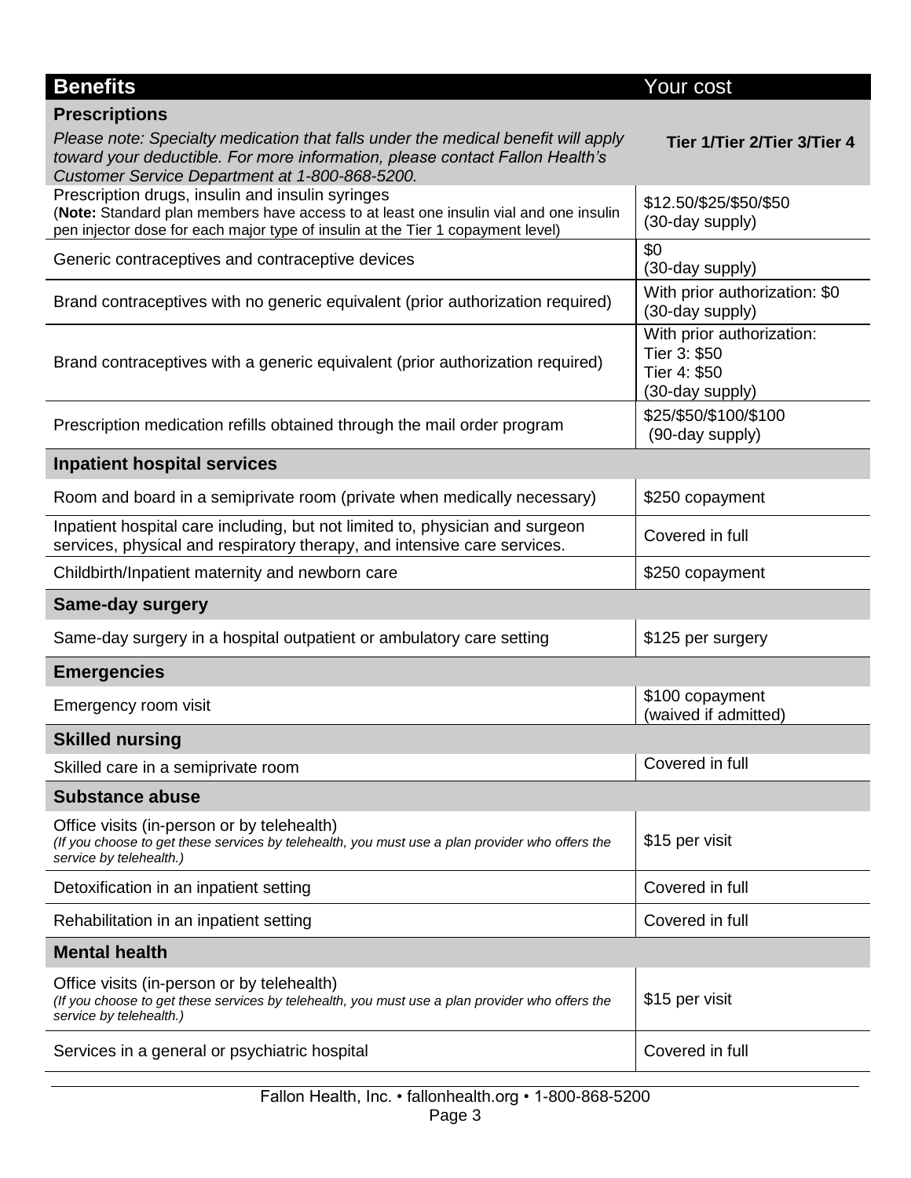| Benefits | Your cost |
|---|---|
| **Prescriptions**<br>*Please note: Specialty medication that falls under the medical benefit will apply toward your deductible. For more information, please contact Fallon Health's Customer Service Department at 1-800-868-5200.* | **Tier 1/Tier 2/Tier 3/Tier 4** |
| Prescription drugs, insulin and insulin syringes<br>(**Note:** Standard plan members have access to at least one insulin vial and one insulin pen injector dose for each major type of insulin at the Tier 1 copayment level) | \$12.50/\$25/\$50/\$50<br>(30-day supply) |
| Generic contraceptives and contraceptive devices | \$0<br>(30-day supply) |
| Brand contraceptives with no generic equivalent (prior authorization required) | With prior authorization: \$0<br>(30-day supply) |
| Brand contraceptives with a generic equivalent (prior authorization required) | With prior authorization:<br>Tier 3: \$50<br>Tier 4: \$50<br>(30-day supply) |
| Prescription medication refills obtained through the mail order program | \$25/\$50/\$100/\$100<br>(90-day supply) |
| **Inpatient hospital services** | |
| Room and board in a semiprivate room (private when medically necessary) | \$250 copayment |
| Inpatient hospital care including, but not limited to, physician and surgeon services, physical and respiratory therapy, and intensive care services. | Covered in full |
| Childbirth/Inpatient maternity and newborn care | \$250 copayment |
| **Same-day surgery** | |
| Same-day surgery in a hospital outpatient or ambulatory care setting | \$125 per surgery |
| **Emergencies** | |
| Emergency room visit | \$100 copayment<br>(waived if admitted) |
| **Skilled nursing** | |
| Skilled care in a semiprivate room | Covered in full |
| **Substance abuse** | |
| Office visits (in-person or by telehealth)<br>*(If you choose to get these services by telehealth, you must use a plan provider who offers the service by telehealth.)* | \$15 per visit |
| Detoxification in an inpatient setting | Covered in full |
| Rehabilitation in an inpatient setting | Covered in full |
| **Mental health** | |
| Office visits (in-person or by telehealth)<br>*(If you choose to get these services by telehealth, you must use a plan provider who offers the service by telehealth.)* | \$15 per visit |
| Services in a general or psychiatric hospital | Covered in full |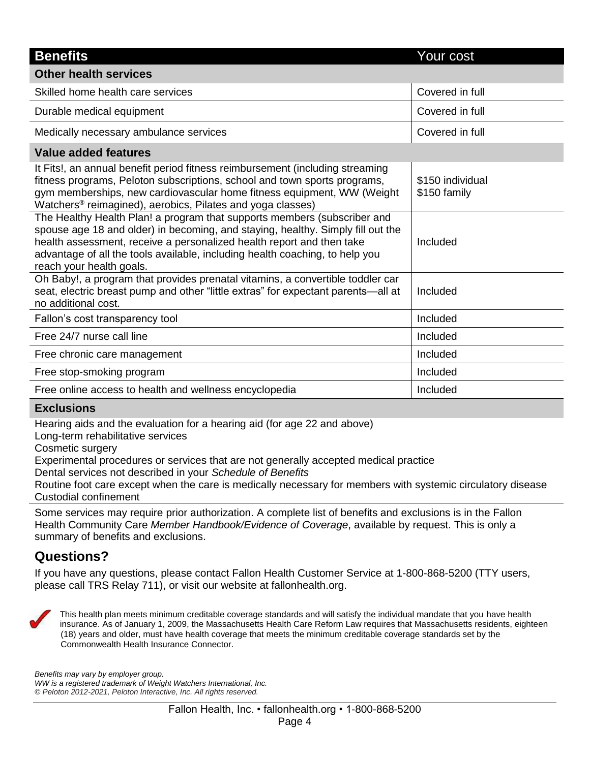| Benefits | Your cost |
|---|---|
| **Other health services** | |
| Skilled home health care services | Covered in full |
| Durable medical equipment | Covered in full |
| Medically necessary ambulance services | Covered in full |
| **Value added features** | |
| It Fits!, an annual benefit period fitness reimbursement (including streaming fitness programs, Peloton subscriptions, school and town sports programs, gym memberships, new cardiovascular home fitness equipment, WW (Weight Watchers® reimagined), aerobics, Pilates and yoga classes) | \$150 individual<br>\$150 family |
| The Healthy Health Plan! a program that supports members (subscriber and spouse age 18 and older) in becoming, and staying, healthy. Simply fill out the health assessment, receive a personalized health report and then take advantage of all the tools available, including health coaching, to help you reach your health goals. | Included |
| Oh Baby!, a program that provides prenatal vitamins, a convertible toddler car seat, electric breast pump and other "little extras" for expectant parents—all at no additional cost. | Included |
| Fallon's cost transparency tool | Included |
| Free 24/7 nurse call line | Included |
| Free chronic care management | Included |
| Free stop-smoking program | Included |
| Free online access to health and wellness encyclopedia | Included |

**Exclusions**

Hearing aids and the evaluation for a hearing aid (for age 22 and above)
Long-term rehabilitative services
Cosmetic surgery
Experimental procedures or services that are not generally accepted medical practice
Dental services not described in your *Schedule of Benefits*
Routine foot care except when the care is medically necessary for members with systemic circulatory disease
Custodial confinement

Some services may require prior authorization. A complete list of benefits and exclusions is in the Fallon Health Community Care *Member Handbook/Evidence of Coverage*, available by request. This is only a summary of benefits and exclusions.

## Questions?

If you have any questions, please contact Fallon Health Customer Service at 1-800-868-5200 (TTY users, please call TRS Relay 711), or visit our website at fallonhealth.org.

✔ This health plan meets minimum creditable coverage standards and will satisfy the individual mandate that you have health insurance. As of January 1, 2009, the Massachusetts Health Care Reform Law requires that Massachusetts residents, eighteen (18) years and older, must have health coverage that meets the minimum creditable coverage standards set by the Commonwealth Health Insurance Connector.

*Benefits may vary by employer group.*
*WW is a registered trademark of Weight Watchers International, Inc.*
*© Peloton 2012-2021, Peloton Interactive, Inc. All rights reserved.*